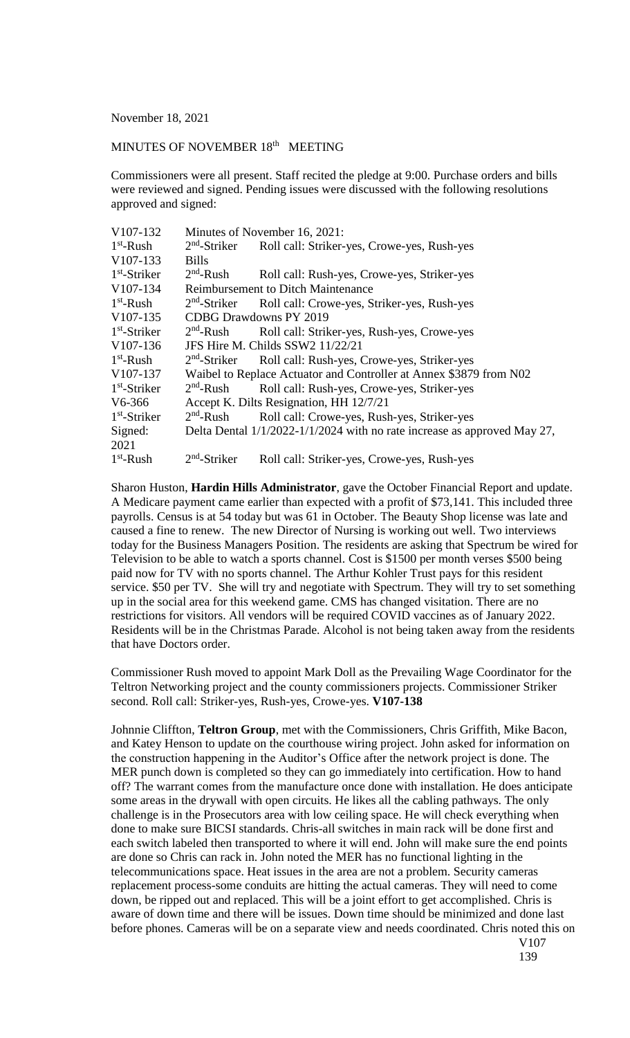November 18, 2021

MINUTES OF NOVEMBER 18th MEETING

Commissioners were all present. Staff recited the pledge at 9:00. Purchase orders and bills were reviewed and signed. Pending issues were discussed with the following resolutions approved and signed:

| | | |
|---|---|---|
| V107-132 | Minutes of November 16, 2021: | |
| 1st-Rush | 2nd-Striker | Roll call: Striker-yes, Crowe-yes, Rush-yes |
| V107-133 | Bills | |
| 1st-Striker | 2nd-Rush | Roll call: Rush-yes, Crowe-yes, Striker-yes |
| V107-134 | Reimbursement to Ditch Maintenance | |
| 1st-Rush | 2nd-Striker | Roll call: Crowe-yes, Striker-yes, Rush-yes |
| V107-135 | CDBG Drawdowns PY 2019 | |
| 1st-Striker | 2nd-Rush | Roll call: Striker-yes, Rush-yes, Crowe-yes |
| V107-136 | JFS Hire M. Childs SSW2 11/22/21 | |
| 1st-Rush | 2nd-Striker | Roll call: Rush-yes, Crowe-yes, Striker-yes |
| V107-137 | Waibel to Replace Actuator and Controller at Annex $3879 from N02 | |
| 1st-Striker | 2nd-Rush | Roll call: Rush-yes, Crowe-yes, Striker-yes |
| V6-366 | Accept K. Dilts Resignation, HH 12/7/21 | |
| 1st-Striker | 2nd-Rush | Roll call: Crowe-yes, Rush-yes, Striker-yes |
| Signed: | Delta Dental 1/1/2022-1/1/2024 with no rate increase as approved May 27, 2021 | |
| 1st-Rush | 2nd-Striker | Roll call: Striker-yes, Crowe-yes, Rush-yes |

Sharon Huston, **Hardin Hills Administrator**, gave the October Financial Report and update. A Medicare payment came earlier than expected with a profit of $73,141. This included three payrolls. Census is at 54 today but was 61 in October. The Beauty Shop license was late and caused a fine to renew. The new Director of Nursing is working out well. Two interviews today for the Business Managers Position. The residents are asking that Spectrum be wired for Television to be able to watch a sports channel. Cost is $1500 per month verses $500 being paid now for TV with no sports channel. The Arthur Kohler Trust pays for this resident service. $50 per TV. She will try and negotiate with Spectrum. They will try to set something up in the social area for this weekend game. CMS has changed visitation. There are no restrictions for visitors. All vendors will be required COVID vaccines as of January 2022. Residents will be in the Christmas Parade. Alcohol is not being taken away from the residents that have Doctors order.

Commissioner Rush moved to appoint Mark Doll as the Prevailing Wage Coordinator for the Teltron Networking project and the county commissioners projects. Commissioner Striker second. Roll call: Striker-yes, Rush-yes, Crowe-yes. **V107-138**

Johnnie Cliffton, **Teltron Group**, met with the Commissioners, Chris Griffith, Mike Bacon, and Katey Henson to update on the courthouse wiring project. John asked for information on the construction happening in the Auditor's Office after the network project is done. The MER punch down is completed so they can go immediately into certification. How to hand off? The warrant comes from the manufacture once done with installation. He does anticipate some areas in the drywall with open circuits. He likes all the cabling pathways. The only challenge is in the Prosecutors area with low ceiling space. He will check everything when done to make sure BICSI standards. Chris-all switches in main rack will be done first and each switch labeled then transported to where it will end. John will make sure the end points are done so Chris can rack in. John noted the MER has no functional lighting in the telecommunications space. Heat issues in the area are not a problem. Security cameras replacement process-some conduits are hitting the actual cameras. They will need to come down, be ripped out and replaced. This will be a joint effort to get accomplished. Chris is aware of down time and there will be issues. Down time should be minimized and done last before phones. Cameras will be on a separate view and needs coordinated. Chris noted this on

V107
139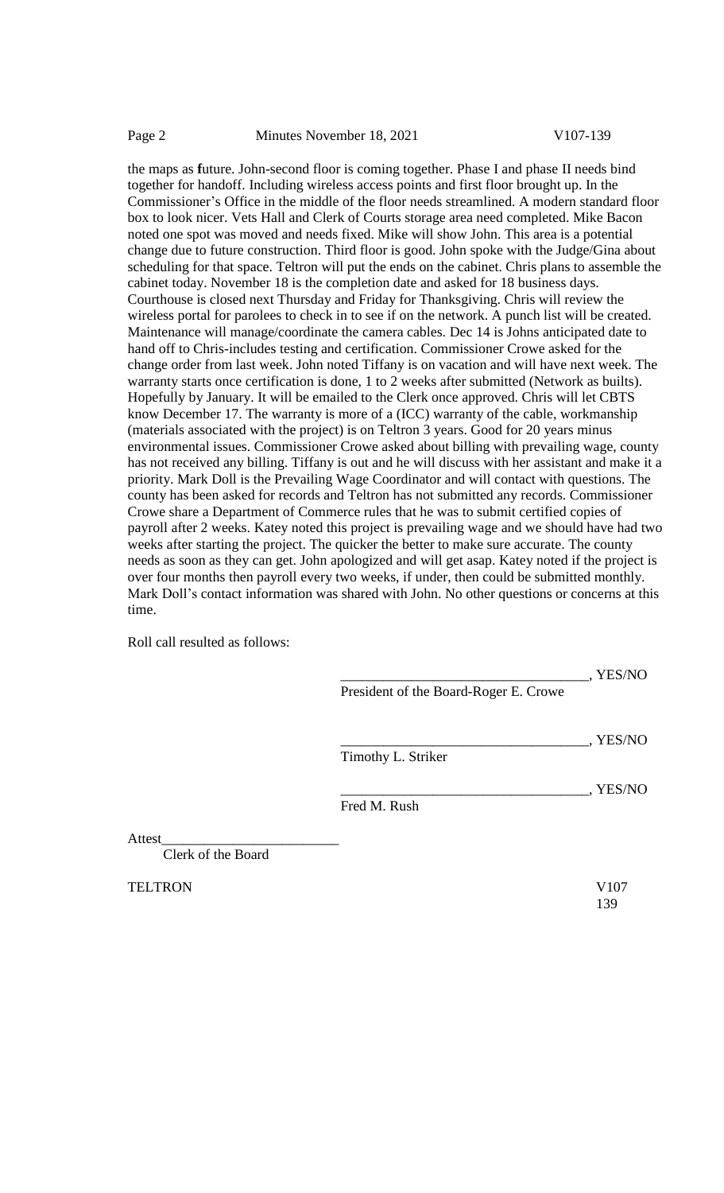the maps as **f**uture. John-second floor is coming together. Phase I and phase II needs bind together for handoff. Including wireless access points and first floor brought up. In the Commissioner's Office in the middle of the floor needs streamlined. A modern standard floor box to look nicer. Vets Hall and Clerk of Courts storage area need completed. Mike Bacon noted one spot was moved and needs fixed. Mike will show John. This area is a potential change due to future construction. Third floor is good. John spoke with the Judge/Gina about scheduling for that space. Teltron will put the ends on the cabinet. Chris plans to assemble the cabinet today. November 18 is the completion date and asked for 18 business days. Courthouse is closed next Thursday and Friday for Thanksgiving. Chris will review the wireless portal for parolees to check in to see if on the network. A punch list will be created. Maintenance will manage/coordinate the camera cables. Dec 14 is Johns anticipated date to hand off to Chris-includes testing and certification. Commissioner Crowe asked for the change order from last week. John noted Tiffany is on vacation and will have next week. The warranty starts once certification is done, 1 to 2 weeks after submitted (Network as builts). Hopefully by January. It will be emailed to the Clerk once approved. Chris will let CBTS know December 17. The warranty is more of a (ICC) warranty of the cable, workmanship (materials associated with the project) is on Teltron 3 years. Good for 20 years minus environmental issues. Commissioner Crowe asked about billing with prevailing wage, county has not received any billing. Tiffany is out and he will discuss with her assistant and make it a priority. Mark Doll is the Prevailing Wage Coordinator and will contact with questions. The county has been asked for records and Teltron has not submitted any records. Commissioner Crowe share a Department of Commerce rules that he was to submit certified copies of payroll after 2 weeks. Katey noted this project is prevailing wage and we should have had two weeks after starting the project. The quicker the better to make sure accurate. The county needs as soon as they can get. John apologized and will get asap. Katey noted if the project is over four months then payroll every two weeks, if under, then could be submitted monthly. Mark Doll's contact information was shared with John. No other questions or concerns at this time.

Roll call resulted as follows:

___________________________________, YES/NO
President of the Board-Roger E. Crowe

___________________________________, YES/NO
Timothy L. Striker

___________________________________, YES/NO
Fred M. Rush

Attest_________________________
Clerk of the Board

TELTRON

V107
139